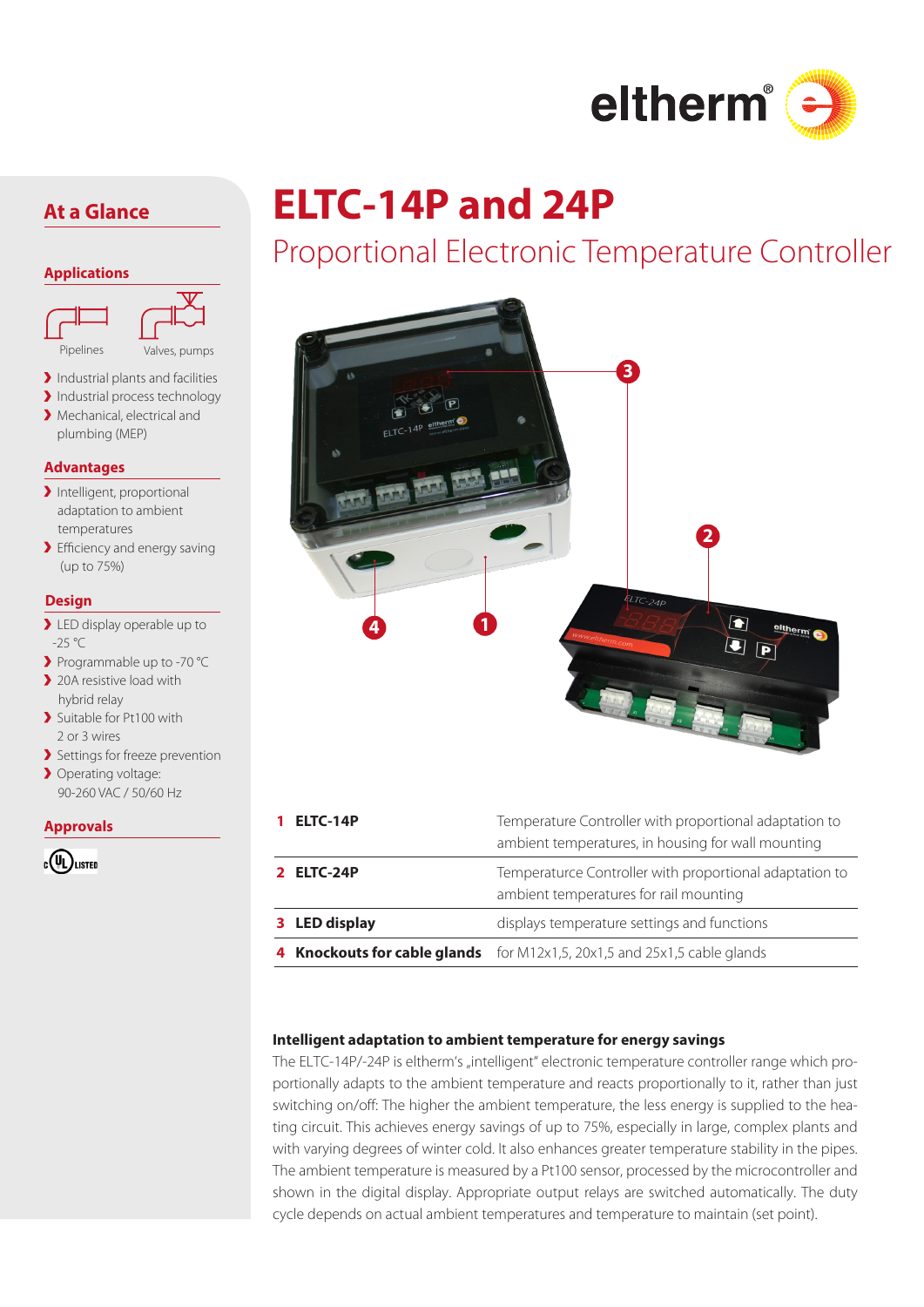# ELTC-14P and 24P

## Proportional Electronic Temperature Controller

## At a Glance

### Applications

Pipelines
Valves, pumps

- Industrial plants and facilities
- Industrial process technology
- Mechanical, electrical and plumbing (MEP)

### Advantages

- Intelligent, proportional adaptation to ambient temperatures
- Efficiency and energy saving (up to 75%)

### Design

- LED display operable up to -25 °C
- Programmable up to -70 °C
- 20A resistive load with hybrid relay
- Suitable for Pt100 with 2 or 3 wires
- Settings for freeze prevention
- Operating voltage: 90-260 VAC / 50/60 Hz

### Approvals

c UL LISTED

| | |
|---|---|
| **1 ELTC-14P** | Temperature Controller with proportional adaptation to ambient temperatures, in housing for wall mounting |
| **2 ELTC-24P** | Temperature Controller with proportional adaptation to ambient temperatures for rail mounting |
| **3 LED display** | displays temperature settings and functions |
| **4 Knockouts for cable glands** | for M12x1,5, 20x1,5 and 25x1,5 cable glands |

**Intelligent adaptation to ambient temperature for energy savings**

The ELTC-14P/-24P is eltherm's „intelligent" electronic temperature controller range which proportionally adapts to the ambient temperature and reacts proportionally to it, rather than just switching on/off: The higher the ambient temperature, the less energy is supplied to the heating circuit. This achieves energy savings of up to 75%, especially in large, complex plants and with varying degrees of winter cold. It also enhances greater temperature stability in the pipes. The ambient temperature is measured by a Pt100 sensor, processed by the microcontroller and shown in the digital display. Appropriate output relays are switched automatically. The duty cycle depends on actual ambient temperatures and temperature to maintain (set point).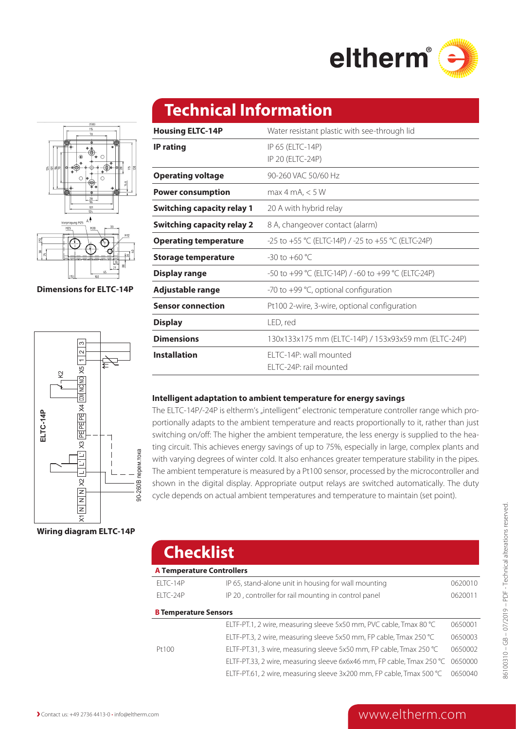## Technical Information

| | |
|---|---|
| **Housing ELTC-14P** | Water resistant plastic with see-through lid |
| **IP rating** | IP 65 (ELTC-14P)<br>IP 20 (ELTC-24P) |
| **Operating voltage** | 90-260 VAC 50/60 Hz |
| **Power consumption** | max 4 mA, < 5 W |
| **Switching capacity relay 1** | 20 A with hybrid relay |
| **Switching capacity relay 2** | 8 A, changeover contact (alarm) |
| **Operating temperature** | -25 to +55 °C (ELTC-14P) / -25 to +55 °C (ELTC-24P) |
| **Storage temperature** | -30 to +60 °C |
| **Display range** | -50 to +99 °C (ELTC-14P) / -60 to +99 °C (ELTC-24P) |
| **Adjustable range** | -70 to +99 °C, optional configuration |
| **Sensor connection** | Pt100 2-wire, 3-wire, optional configuration |
| **Display** | LED, red |
| **Dimensions** | 130x133x175 mm (ELTC-14P) / 153x93x59 mm (ELTC-24P) |
| **Installation** | ELTC-14P: wall mounted<br>ELTC-24P: rail mounted |

**Dimensions for ELTC-14P**

ELTC-14P

K2

X1 N N N X2 L L' L' X3 PE PE PE X4 COM NC NO X5 1 2 3

90-260B перем.тока

**Wiring diagram ELTC-14P**

### Intelligent adaptation to ambient temperature for energy savings

The ELTC-14P/-24P is eltherm's „intelligent" electronic temperature controller range which proportionally adapts to the ambient temperature and reacts proportionally to it, rather than just switching on/off: The higher the ambient temperature, the less energy is supplied to the heating circuit. This achieves energy savings of up to 75%, especially in large, complex plants and with varying degrees of winter cold. It also enhances greater temperature stability in the pipes. The ambient temperature is measured by a Pt100 sensor, processed by the microcontroller and shown in the digital display. Appropriate output relays are switched automatically. The duty cycle depends on actual ambient temperatures and temperature to maintain (set point).

## Checklist

**A Temperature Controllers**

| | | |
|---|---|---|
| ELTC-14P | IP 65, stand-alone unit in housing for wall mounting | 0620010 |
| ELTC-24P | IP 20 , controller for rail mounting in control panel | 0620011 |

**B Temperature Sensors**

| | | |
|---|---|---|
| Pt100 | ELTF-PT.1, 2 wire, measuring sleeve 5x50 mm, PVC cable, Tmax 80 °C | 0650001 |
| | ELTF-PT.3, 2 wire, measuring sleeve 5x50 mm, FP cable, Tmax 250 °C | 0650003 |
| | ELTF-PT.31, 3 wire, measuring sleeve 5x50 mm, FP cable, Tmax 250 °C | 0650002 |
| | ELTF-PT.33, 2 wire, measuring sleeve 6x6x46 mm, FP cable, Tmax 250 °C | 0650000 |
| | ELTF-PT.61, 2 wire, measuring sleeve 3x200 mm, FP cable, Tmax 500 °C | 0650040 |

86100310 – GB – 07/2019 – PDF - Technical alterations reserved.

Contact us: +49 2736 4413-0 • info@eltherm.com

www.eltherm.com